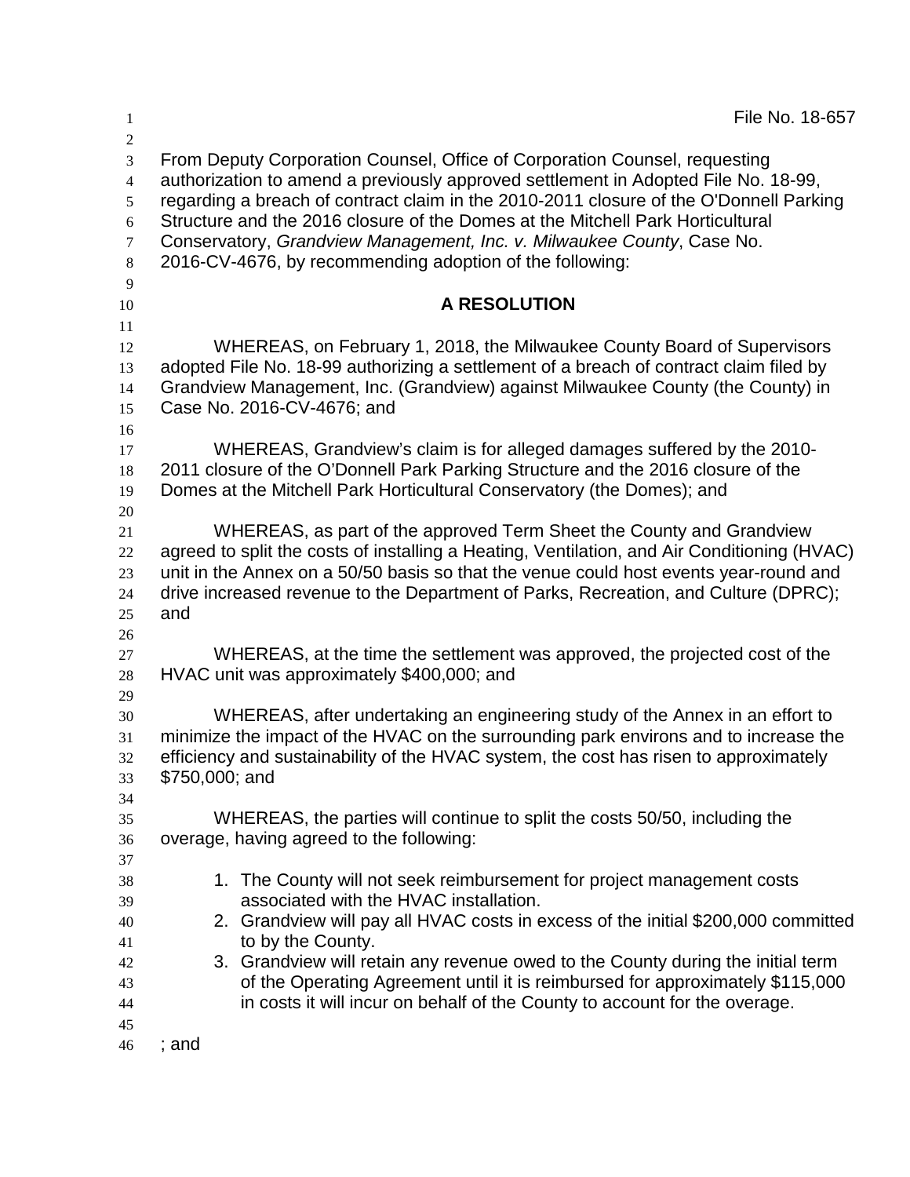File No. 18-657

From Deputy Corporation Counsel, Office of Corporation Counsel, requesting authorization to amend a previously approved settlement in Adopted File No. 18-99, regarding a breach of contract claim in the 2010-2011 closure of the O'Donnell Parking Structure and the 2016 closure of the Domes at the Mitchell Park Horticultural Conservatory, *Grandview Management, Inc. v. Milwaukee County*, Case No. 2016-CV-4676, by recommending adoption of the following:

**A RESOLUTION**

WHEREAS, on February 1, 2018, the Milwaukee County Board of Supervisors adopted File No. 18-99 authorizing a settlement of a breach of contract claim filed by Grandview Management, Inc. (Grandview) against Milwaukee County (the County) in Case No. 2016-CV-4676; and

WHEREAS, Grandview's claim is for alleged damages suffered by the 2010-2011 closure of the O'Donnell Park Parking Structure and the 2016 closure of the Domes at the Mitchell Park Horticultural Conservatory (the Domes); and

WHEREAS, as part of the approved Term Sheet the County and Grandview agreed to split the costs of installing a Heating, Ventilation, and Air Conditioning (HVAC) unit in the Annex on a 50/50 basis so that the venue could host events year-round and drive increased revenue to the Department of Parks, Recreation, and Culture (DPRC); and

WHEREAS, at the time the settlement was approved, the projected cost of the HVAC unit was approximately $400,000; and

WHEREAS, after undertaking an engineering study of the Annex in an effort to minimize the impact of the HVAC on the surrounding park environs and to increase the efficiency and sustainability of the HVAC system, the cost has risen to approximately $750,000; and

WHEREAS, the parties will continue to split the costs 50/50, including the overage, having agreed to the following:

1. The County will not seek reimbursement for project management costs associated with the HVAC installation.
2. Grandview will pay all HVAC costs in excess of the initial $200,000 committed to by the County.
3. Grandview will retain any revenue owed to the County during the initial term of the Operating Agreement until it is reimbursed for approximately $115,000 in costs it will incur on behalf of the County to account for the overage.

; and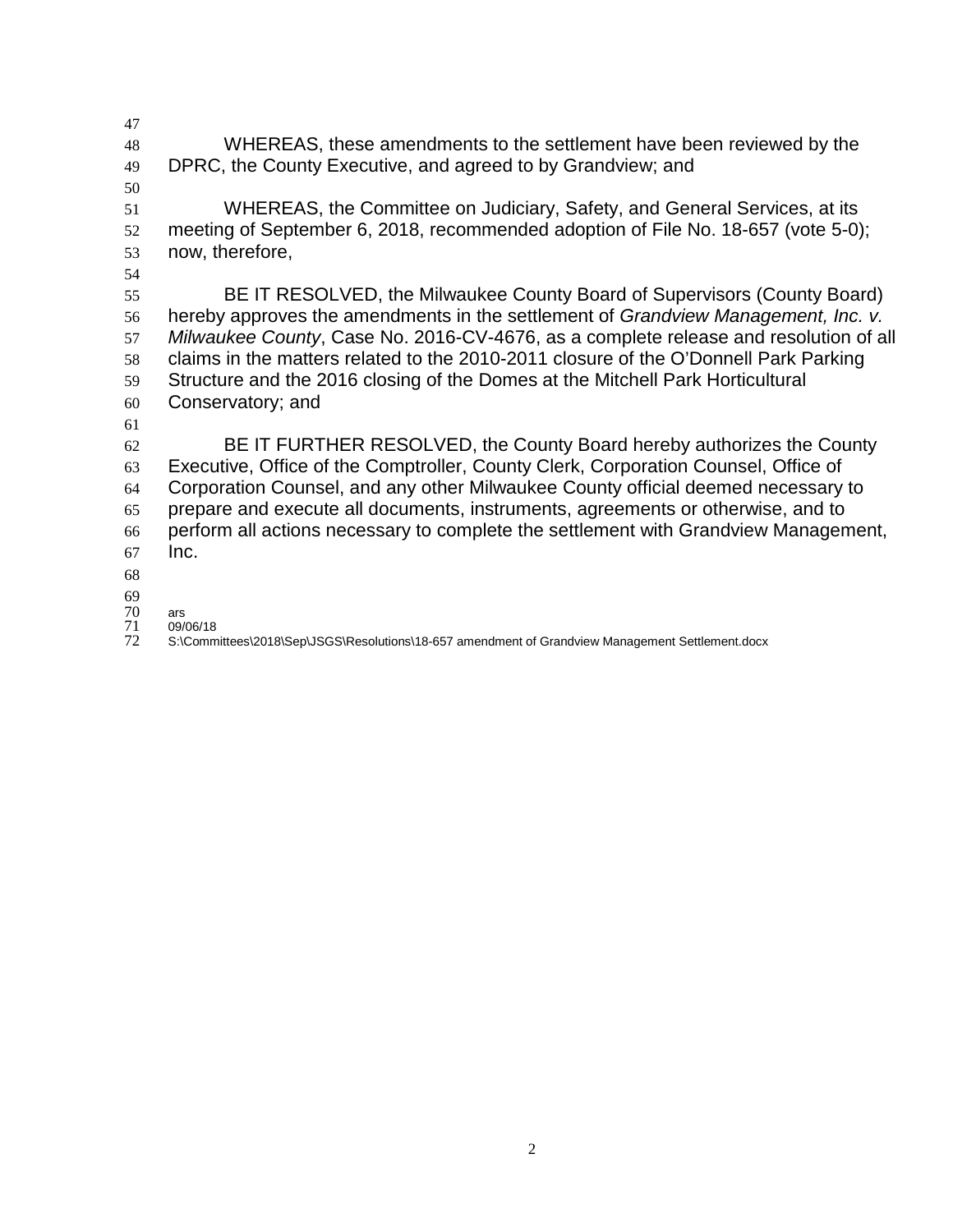WHEREAS, these amendments to the settlement have been reviewed by the DPRC, the County Executive, and agreed to by Grandview; and

WHEREAS, the Committee on Judiciary, Safety, and General Services, at its meeting of September 6, 2018, recommended adoption of File No. 18-657 (vote 5-0); now, therefore,

BE IT RESOLVED, the Milwaukee County Board of Supervisors (County Board) hereby approves the amendments in the settlement of *Grandview Management, Inc. v. Milwaukee County*, Case No. 2016-CV-4676, as a complete release and resolution of all claims in the matters related to the 2010-2011 closure of the O'Donnell Park Parking Structure and the 2016 closing of the Domes at the Mitchell Park Horticultural Conservatory; and

BE IT FURTHER RESOLVED, the County Board hereby authorizes the County Executive, Office of the Comptroller, County Clerk, Corporation Counsel, Office of Corporation Counsel, and any other Milwaukee County official deemed necessary to prepare and execute all documents, instruments, agreements or otherwise, and to perform all actions necessary to complete the settlement with Grandview Management, Inc.

ars
09/06/18
S:\Committees\2018\Sep\JSGS\Resolutions\18-657 amendment of Grandview Management Settlement.docx